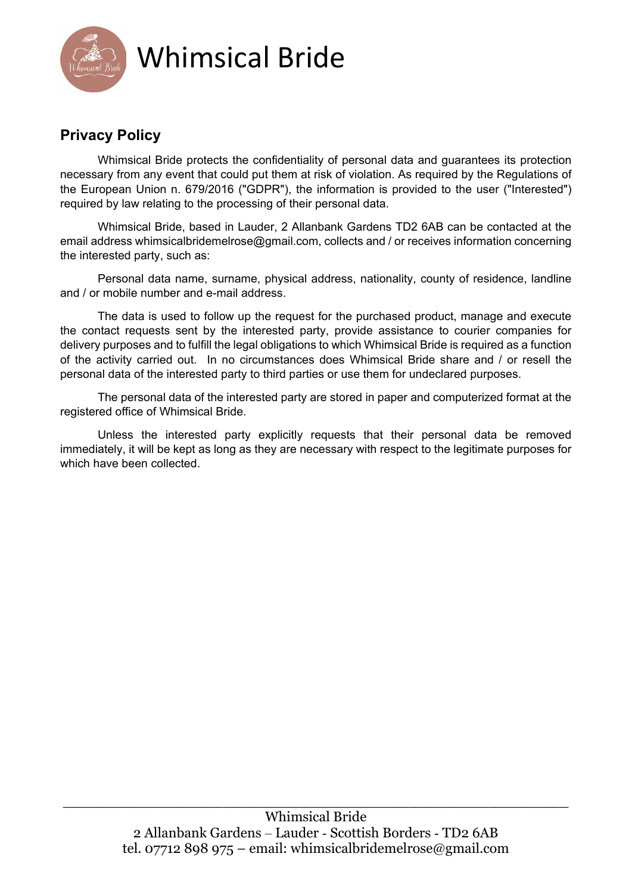# Whimsical Bride

## Privacy Policy

Whimsical Bride protects the confidentiality of personal data and guarantees its protection necessary from any event that could put them at risk of violation. As required by the Regulations of the European Union n. 679/2016 ("GDPR"), the information is provided to the user ("Interested") required by law relating to the processing of their personal data.

Whimsical Bride, based in Lauder, 2 Allanbank Gardens TD2 6AB can be contacted at the email address whimsicalbridemelrose@gmail.com, collects and / or receives information concerning the interested party, such as:

Personal data name, surname, physical address, nationality, county of residence, landline and / or mobile number and e-mail address.

The data is used to follow up the request for the purchased product, manage and execute the contact requests sent by the interested party, provide assistance to courier companies for delivery purposes and to fulfill the legal obligations to which Whimsical Bride is required as a function of the activity carried out. In no circumstances does Whimsical Bride share and / or resell the personal data of the interested party to third parties or use them for undeclared purposes.

The personal data of the interested party are stored in paper and computerized format at the registered office of Whimsical Bride.

Unless the interested party explicitly requests that their personal data be removed immediately, it will be kept as long as they are necessary with respect to the legitimate purposes for which have been collected.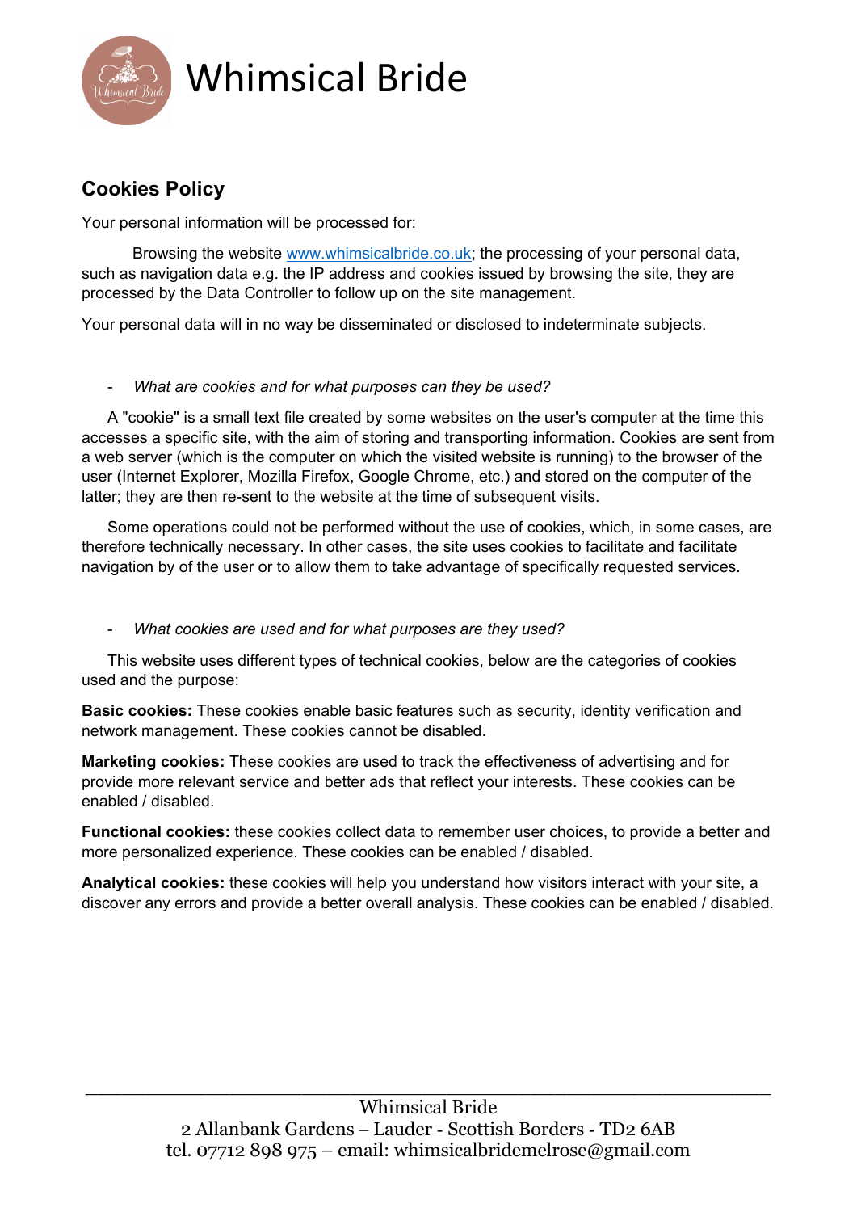# Whimsical Bride

## Cookies Policy

Your personal information will be processed for:

Browsing the website www.whimsicalbride.co.uk; the processing of your personal data, such as navigation data e.g. the IP address and cookies issued by browsing the site, they are processed by the Data Controller to follow up on the site management.

Your personal data will in no way be disseminated or disclosed to indeterminate subjects.

- *What are cookies and for what purposes can they be used?*

A "cookie" is a small text file created by some websites on the user's computer at the time this accesses a specific site, with the aim of storing and transporting information. Cookies are sent from a web server (which is the computer on which the visited website is running) to the browser of the user (Internet Explorer, Mozilla Firefox, Google Chrome, etc.) and stored on the computer of the latter; they are then re-sent to the website at the time of subsequent visits.

Some operations could not be performed without the use of cookies, which, in some cases, are therefore technically necessary. In other cases, the site uses cookies to facilitate and facilitate navigation by of the user or to allow them to take advantage of specifically requested services.

- *What cookies are used and for what purposes are they used?*

This website uses different types of technical cookies, below are the categories of cookies used and the purpose:

**Basic cookies:** These cookies enable basic features such as security, identity verification and network management. These cookies cannot be disabled.

**Marketing cookies:** These cookies are used to track the effectiveness of advertising and for provide more relevant service and better ads that reflect your interests. These cookies can be enabled / disabled.

**Functional cookies:** these cookies collect data to remember user choices, to provide a better and more personalized experience. These cookies can be enabled / disabled.

**Analytical cookies:** these cookies will help you understand how visitors interact with your site, a discover any errors and provide a better overall analysis. These cookies can be enabled / disabled.

Whimsical Bride
2 Allanbank Gardens – Lauder - Scottish Borders - TD2 6AB
tel. 07712 898 975 – email: whimsicalbridemelrose@gmail.com